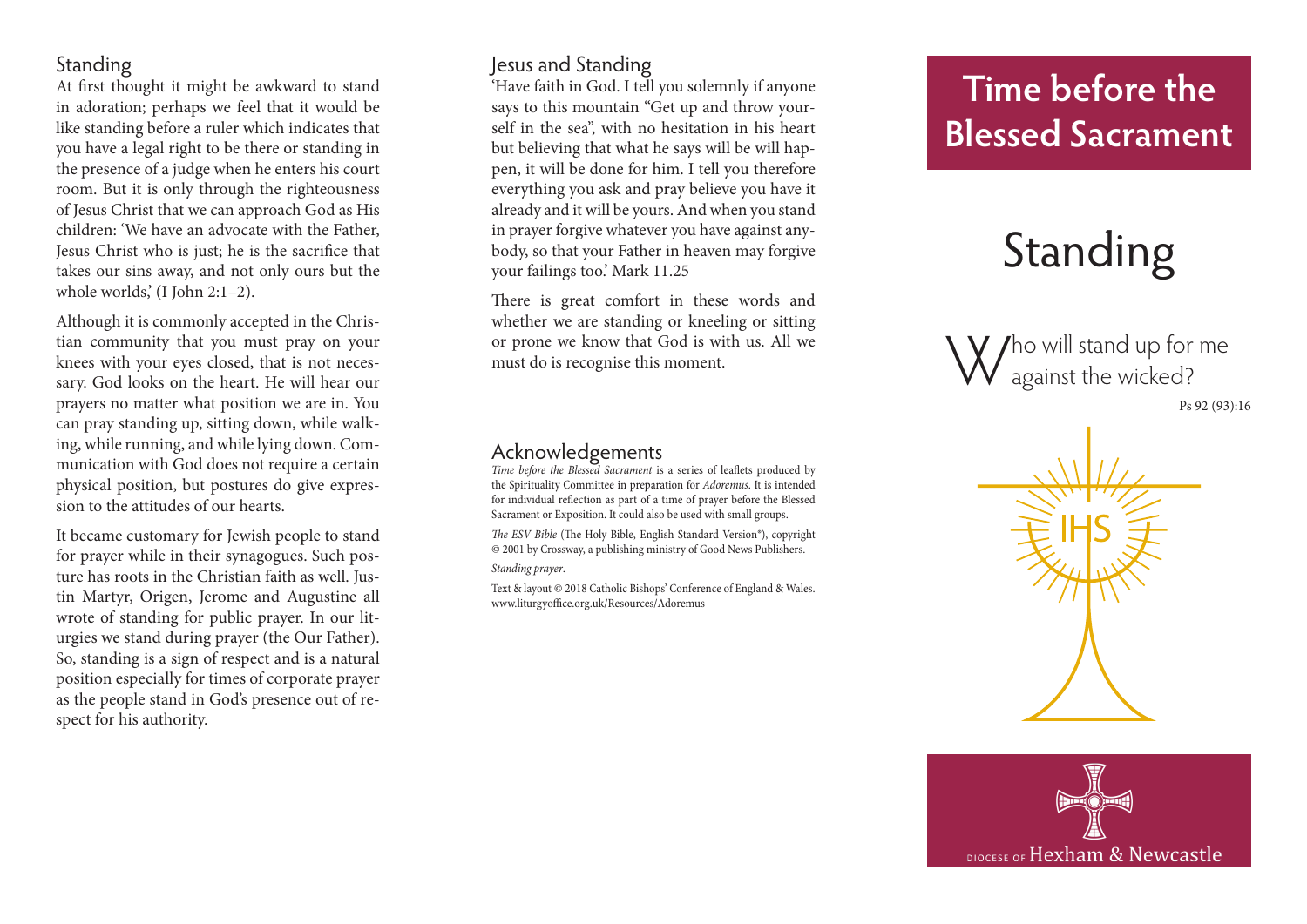## Standing

At first thought it might be awkward to stand in adoration; perhaps we feel that it would be like standing before a ruler which indicates that you have a legal right to be there or standing in the presence of a judge when he enters his court room. But it is only through the righteousness of Jesus Christ that we can approach God as His children: 'We have an advocate with the Father, Jesus Christ who is just; he is the sacrifice that takes our sins away, and not only ours but the whole worlds,' (I John 2:1–2).

Although it is commonly accepted in the Christian community that you must pray on your knees with your eyes closed, that is not necessary. God looks on the heart. He will hear our prayers no matter what position we are in. You can pray standing up, sitting down, while walking, while running, and while lying down. Communication with God does not require a certain physical position, but postures do give expression to the attitudes of our hearts.

It became customary for Jewish people to stand for prayer while in their synagogues. Such posture has roots in the Christian faith as well. Justin Martyr, Origen, Jerome and Augustine all wrote of standing for public prayer. In our liturgies we stand during prayer (the Our Father). So, standing is a sign of respect and is a natural position especially for times of corporate prayer as the people stand in God's presence out of respect for his authority.

## Jesus and Standing

'Have faith in God. I tell you solemnly if anyone says to this mountain "Get up and throw yourself in the sea", with no hesitation in his heart but believing that what he says will be will happen, it will be done for him. I tell you therefore everything you ask and pray believe you have it already and it will be yours. And when you stand in prayer forgive whatever you have against anybody, so that your Father in heaven may forgive your failings too.' Mark 11.25

There is great comfort in these words and whether we are standing or kneeling or sitting or prone we know that God is with us. All we must do is recognise this moment.

## Acknowledgements

*Time before the Blessed Sacrament* is a series of leaflets produced by the Spirituality Committee in preparation for *Adoremus*. It is intended for individual reflection as part of a time of prayer before the Blessed Sacrament or Exposition. It could also be used with small groups.

*The ESV Bible* (The Holy Bible, English Standard Version®), copyright © 2001 by Crossway, a publishing ministry of Good News Publishers.

*Standing prayer*.

Text & layout © 2018 Catholic Bishops' Conference of England & Wales. www.liturgyoffice.org.uk/Resources/Adoremus

# Time before the Blessed Sacrament

# Standing

Who will stand up for me against the wicked?

Ps 92 (93):16

IHS

DIOCESE OF Hexham & Newcastle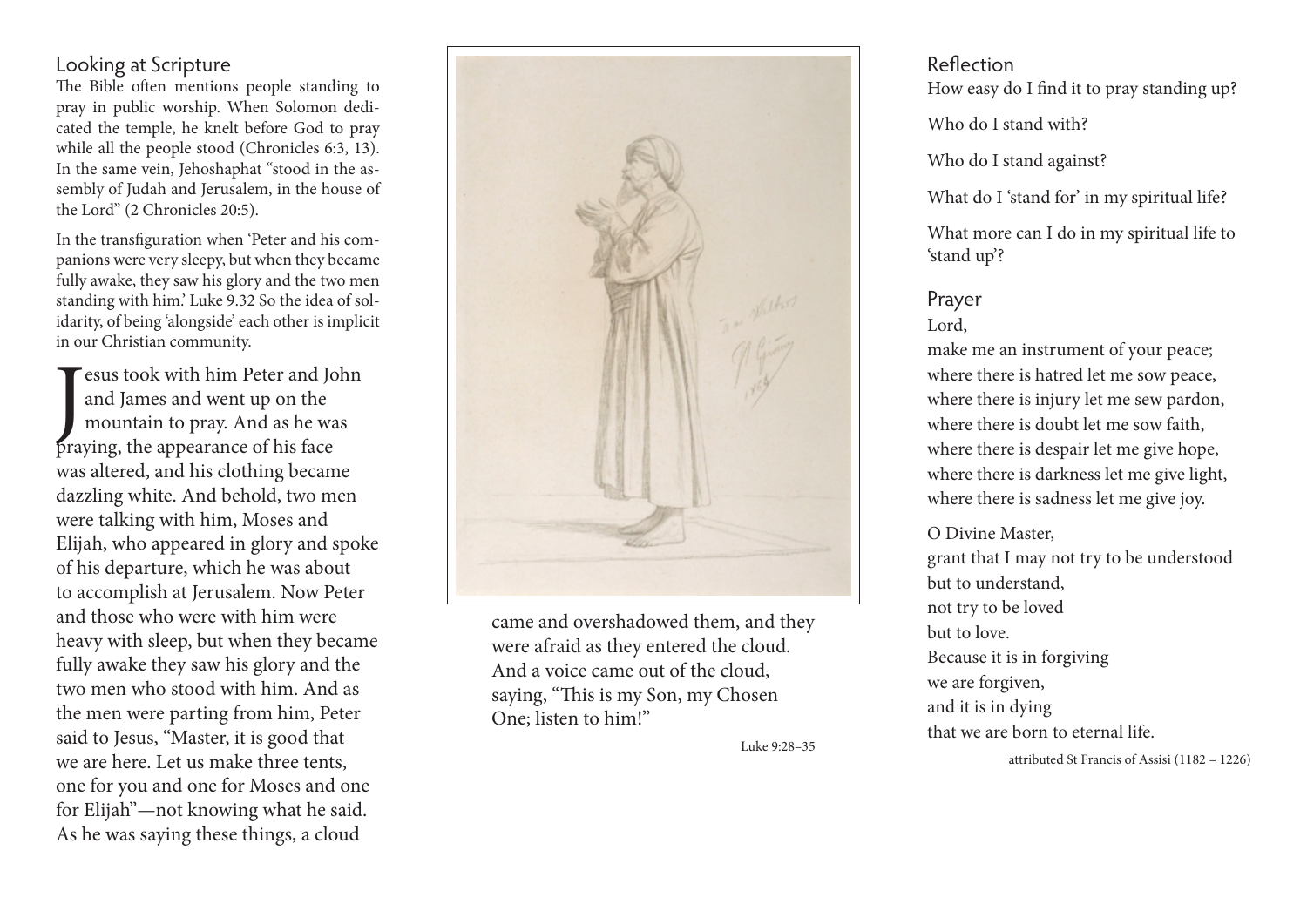## Looking at Scripture

The Bible often mentions people standing to pray in public worship. When Solomon dedicated the temple, he knelt before God to pray while all the people stood (Chronicles 6:3, 13). In the same vein, Jehoshaphat "stood in the assembly of Judah and Jerusalem, in the house of the Lord" (2 Chronicles 20:5).

In the transfiguration when 'Peter and his companions were very sleepy, but when they became fully awake, they saw his glory and the two men standing with him.' Luke 9.32 So the idea of solidarity, of being 'alongside' each other is implicit in our Christian community.

Jesus took with him Peter and John and James and went up on the mountain to pray. And as he was praying, the appearance of his face was altered, and his clothing became dazzling white. And behold, two men were talking with him, Moses and Elijah, who appeared in glory and spoke of his departure, which he was about to accomplish at Jerusalem. Now Peter and those who were with him were heavy with sleep, but when they became fully awake they saw his glory and the two men who stood with him. And as the men were parting from him, Peter said to Jesus, "Master, it is good that we are here. Let us make three tents, one for you and one for Moses and one for Elijah"—not knowing what he said. As he was saying these things, a cloud came and overshadowed them, and they were afraid as they entered the cloud. And a voice came out of the cloud, saying, "This is my Son, my Chosen One; listen to him!"

Luke 9:28–35

## Reflection

How easy do I find it to pray standing up?

Who do I stand with?

Who do I stand against?

What do I 'stand for' in my spiritual life?

What more can I do in my spiritual life to 'stand up'?

## Prayer

Lord,  
make me an instrument of your peace;  
where there is hatred let me sow peace,  
where there is injury let me sew pardon,  
where there is doubt let me sow faith,  
where there is despair let me give hope,  
where there is darkness let me give light,  
where there is sadness let me give joy.

O Divine Master,  
grant that I may not try to be understood  
but to understand,  
not try to be loved  
but to love.  
Because it is in forgiving  
we are forgiven,  
and it is in dying  
that we are born to eternal life.

attributed St Francis of Assisi (1182 – 1226)